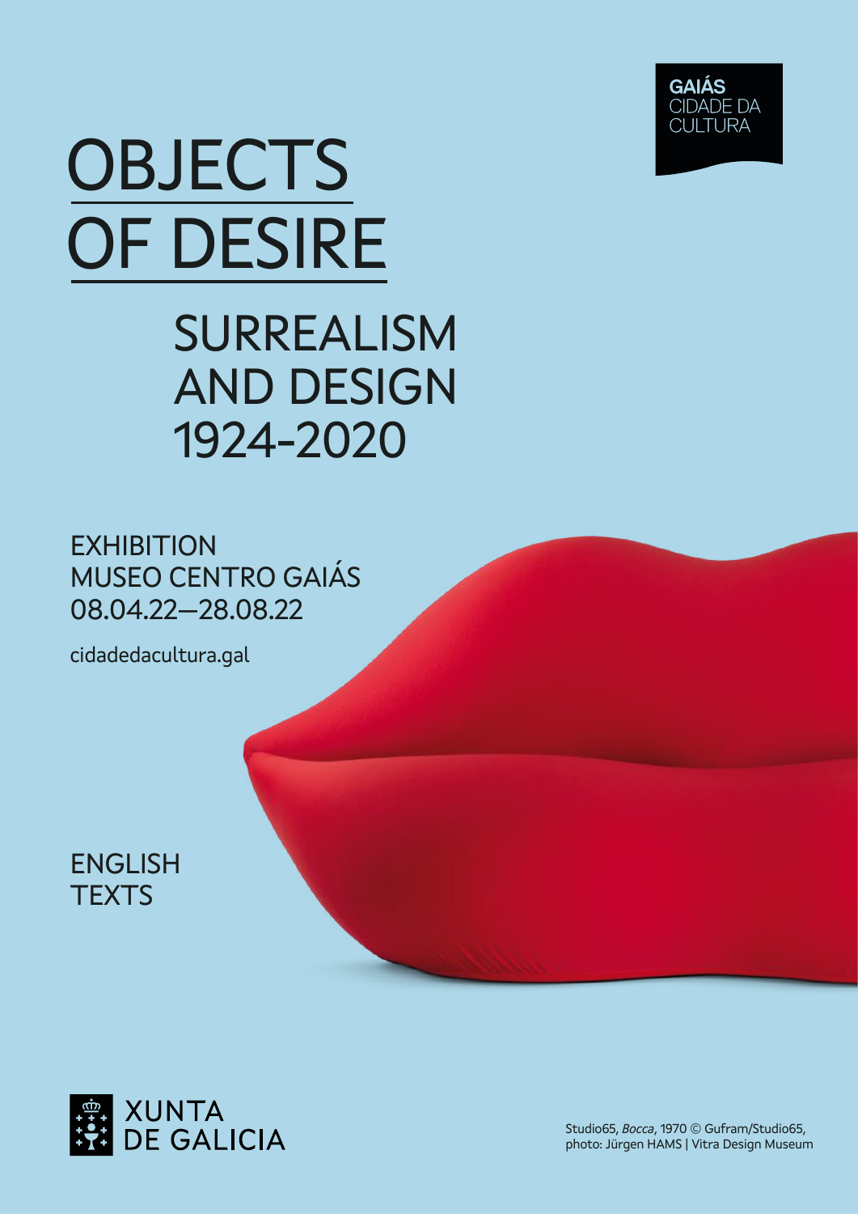GAIÁS
CIDADE DA
CULTURA

# OBJECTS OF DESIRE

## SURREALISM AND DESIGN 1924-2020

EXHIBITION
MUSEO CENTRO GAIÁS
08.04.22—28.08.22

cidadedacultura.gal

ENGLISH
TEXTS

XUNTA
DE GALICIA

Studio65, *Bocca*, 1970 © Gufram/Studio65,
photo: Jürgen HAMS | Vitra Design Museum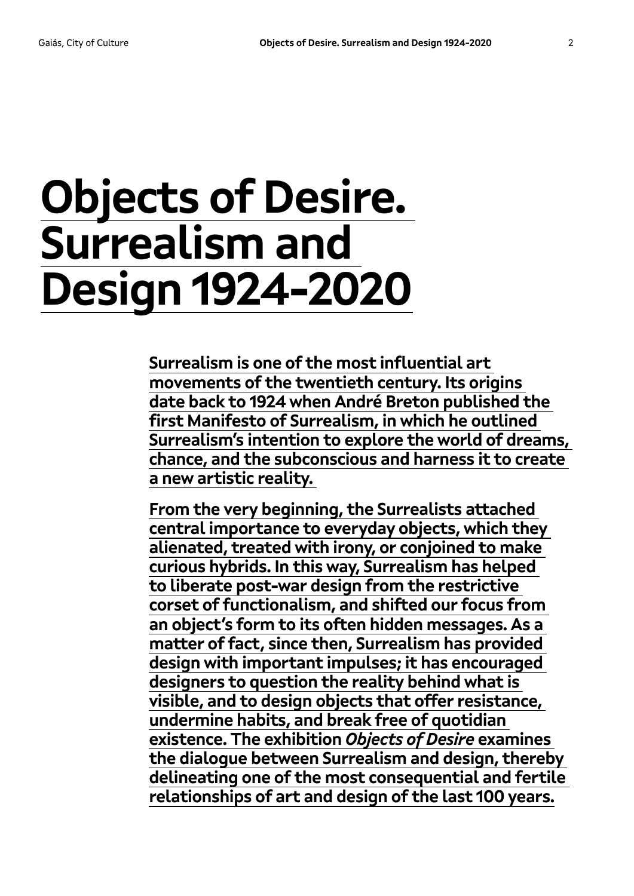# Objects of Desire. Surrealism and Design 1924-2020

**Surrealism is one of the most influential art movements of the twentieth century. Its origins date back to 1924 when André Breton published the first Manifesto of Surrealism, in which he outlined Surrealism's intention to explore the world of dreams, chance, and the subconscious and harness it to create a new artistic reality.**

**From the very beginning, the Surrealists attached central importance to everyday objects, which they alienated, treated with irony, or conjoined to make curious hybrids. In this way, Surrealism has helped to liberate post-war design from the restrictive corset of functionalism, and shifted our focus from an object's form to its often hidden messages. As a matter of fact, since then, Surrealism has provided design with important impulses; it has encouraged designers to question the reality behind what is visible, and to design objects that offer resistance, undermine habits, and break free of quotidian existence. The exhibition *Objects of Desire* examines the dialogue between Surrealism and design, thereby delineating one of the most consequential and fertile relationships of art and design of the last 100 years.**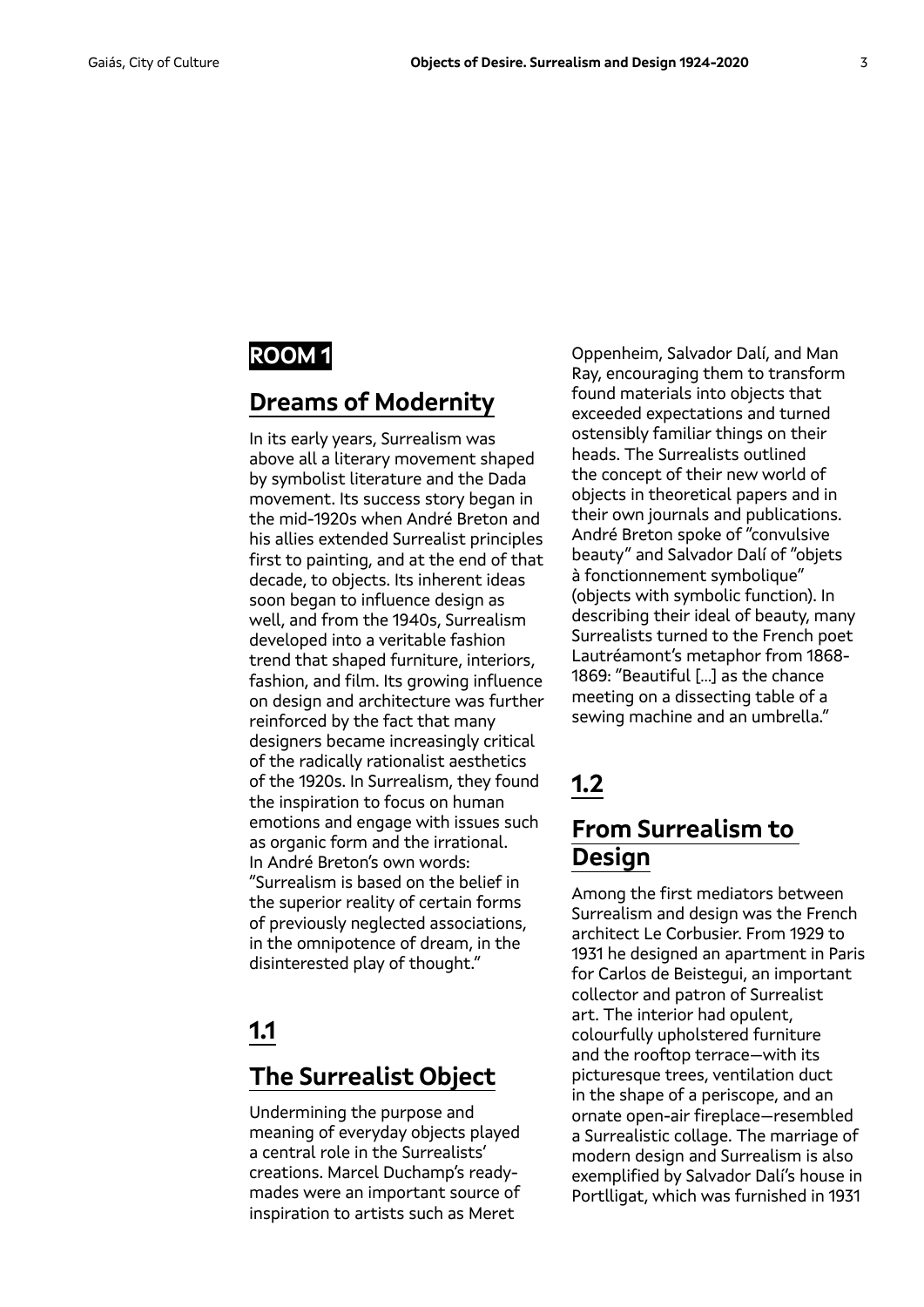## ROOM 1

## Dreams of Modernity

In its early years, Surrealism was above all a literary movement shaped by symbolist literature and the Dada movement. Its success story began in the mid-1920s when André Breton and his allies extended Surrealist principles first to painting, and at the end of that decade, to objects. Its inherent ideas soon began to influence design as well, and from the 1940s, Surrealism developed into a veritable fashion trend that shaped furniture, interiors, fashion, and film. Its growing influence on design and architecture was further reinforced by the fact that many designers became increasingly critical of the radically rationalist aesthetics of the 1920s. In Surrealism, they found the inspiration to focus on human emotions and engage with issues such as organic form and the irrational. In André Breton's own words: "Surrealism is based on the belief in the superior reality of certain forms of previously neglected associations, in the omnipotence of dream, in the disinterested play of thought."

## 1.1

## The Surrealist Object

Undermining the purpose and meaning of everyday objects played a central role in the Surrealists' creations. Marcel Duchamp's ready-mades were an important source of inspiration to artists such as Meret Oppenheim, Salvador Dalí, and Man Ray, encouraging them to transform found materials into objects that exceeded expectations and turned ostensibly familiar things on their heads. The Surrealists outlined the concept of their new world of objects in theoretical papers and in their own journals and publications. André Breton spoke of "convulsive beauty" and Salvador Dalí of "objets à fonctionnement symbolique" (objects with symbolic function). In describing their ideal of beauty, many Surrealists turned to the French poet Lautréamont's metaphor from 1868-1869: "Beautiful [...] as the chance meeting on a dissecting table of a sewing machine and an umbrella."

## 1.2

## From Surrealism to Design

Among the first mediators between Surrealism and design was the French architect Le Corbusier. From 1929 to 1931 he designed an apartment in Paris for Carlos de Beistegui, an important collector and patron of Surrealist art. The interior had opulent, colourfully upholstered furniture and the rooftop terrace—with its picturesque trees, ventilation duct in the shape of a periscope, and an ornate open-air fireplace—resembled a Surrealistic collage. The marriage of modern design and Surrealism is also exemplified by Salvador Dalí's house in Portlligat, which was furnished in 1931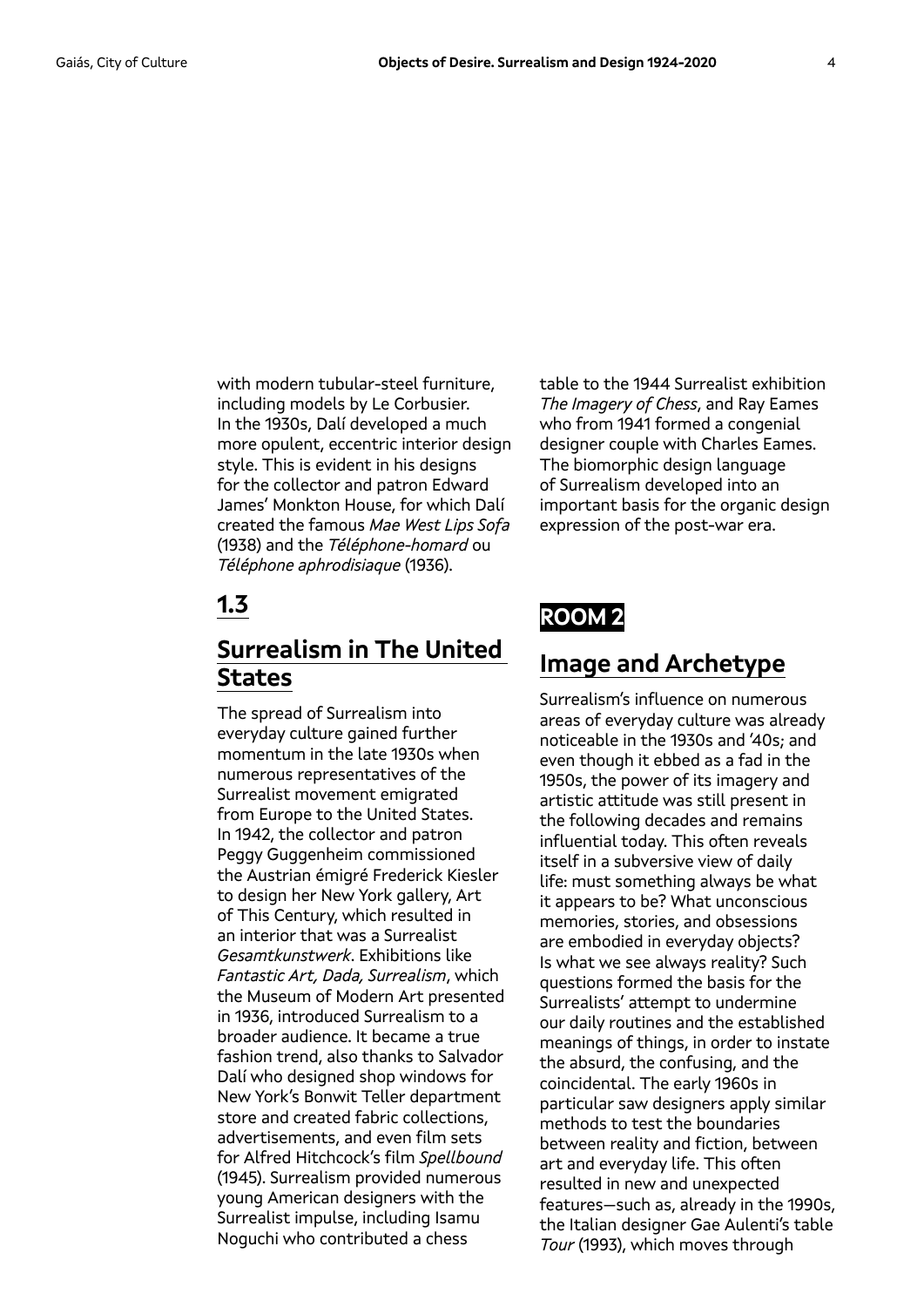with modern tubular-steel furniture, including models by Le Corbusier. In the 1930s, Dalí developed a much more opulent, eccentric interior design style. This is evident in his designs for the collector and patron Edward James' Monkton House, for which Dalí created the famous *Mae West Lips Sofa* (1938) and the *Téléphone-homard* ou *Téléphone aphrodisiaque* (1936).

## 1.3

## Surrealism in The United States

The spread of Surrealism into everyday culture gained further momentum in the late 1930s when numerous representatives of the Surrealist movement emigrated from Europe to the United States. In 1942, the collector and patron Peggy Guggenheim commissioned the Austrian émigré Frederick Kiesler to design her New York gallery, Art of This Century, which resulted in an interior that was a Surrealist *Gesamtkunstwerk*. Exhibitions like *Fantastic Art, Dada, Surrealism*, which the Museum of Modern Art presented in 1936, introduced Surrealism to a broader audience. It became a true fashion trend, also thanks to Salvador Dalí who designed shop windows for New York's Bonwit Teller department store and created fabric collections, advertisements, and even film sets for Alfred Hitchcock's film *Spellbound* (1945). Surrealism provided numerous young American designers with the Surrealist impulse, including Isamu Noguchi who contributed a chess table to the 1944 Surrealist exhibition *The Imagery of Chess*, and Ray Eames who from 1941 formed a congenial designer couple with Charles Eames. The biomorphic design language of Surrealism developed into an important basis for the organic design expression of the post-war era.

## ROOM 2

## Image and Archetype

Surrealism's influence on numerous areas of everyday culture was already noticeable in the 1930s and '40s; and even though it ebbed as a fad in the 1950s, the power of its imagery and artistic attitude was still present in the following decades and remains influential today. This often reveals itself in a subversive view of daily life: must something always be what it appears to be? What unconscious memories, stories, and obsessions are embodied in everyday objects? Is what we see always reality? Such questions formed the basis for the Surrealists' attempt to undermine our daily routines and the established meanings of things, in order to instate the absurd, the confusing, and the coincidental. The early 1960s in particular saw designers apply similar methods to test the boundaries between reality and fiction, between art and everyday life. This often resulted in new and unexpected features—such as, already in the 1990s, the Italian designer Gae Aulenti's table *Tour* (1993), which moves through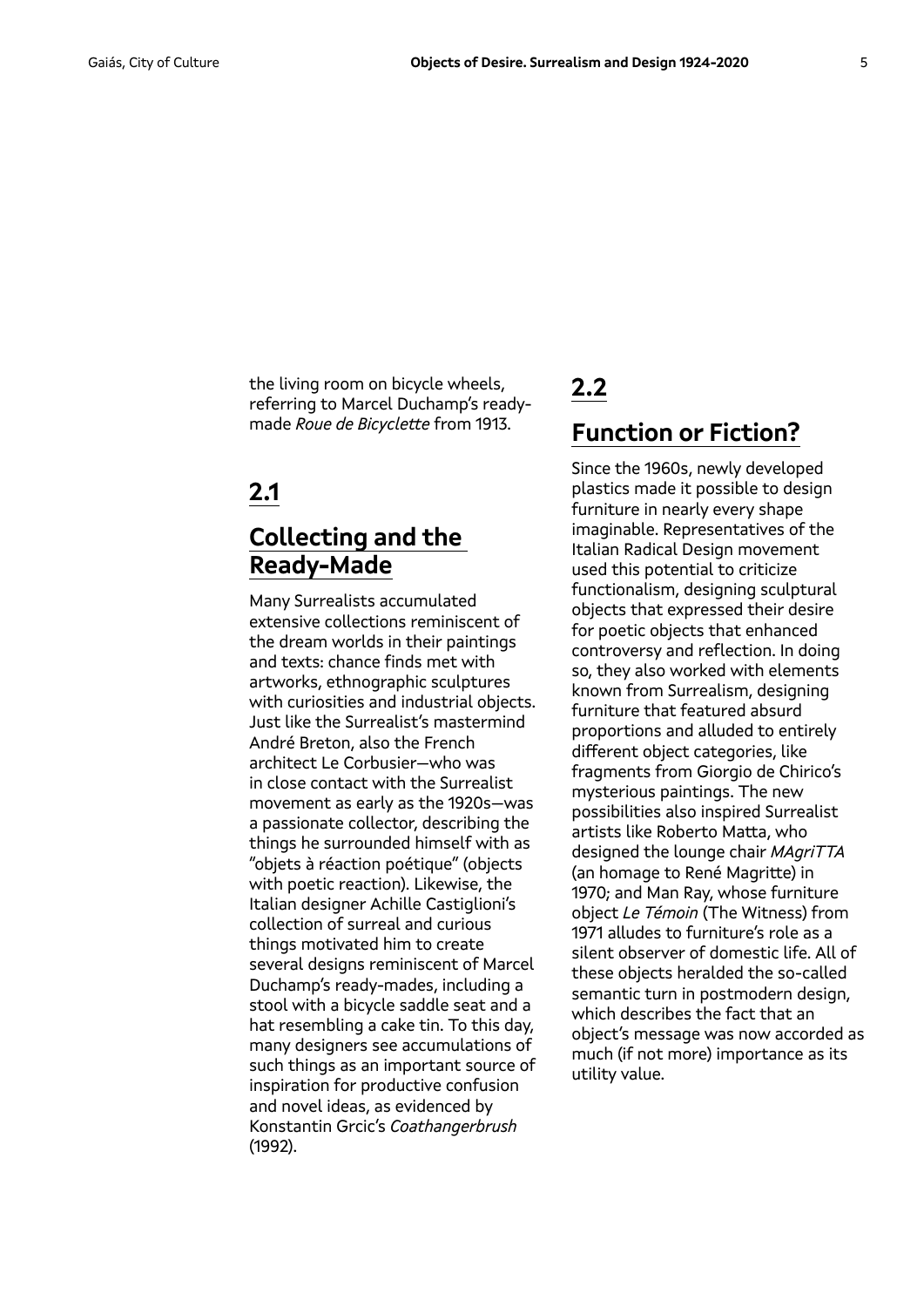the living room on bicycle wheels, referring to Marcel Duchamp's ready-made *Roue de Bicyclette* from 1913.

## 2.1

## Collecting and the Ready-Made

Many Surrealists accumulated extensive collections reminiscent of the dream worlds in their paintings and texts: chance finds met with artworks, ethnographic sculptures with curiosities and industrial objects. Just like the Surrealist's mastermind André Breton, also the French architect Le Corbusier—who was in close contact with the Surrealist movement as early as the 1920s—was a passionate collector, describing the things he surrounded himself with as "objets à réaction poétique" (objects with poetic reaction). Likewise, the Italian designer Achille Castiglioni's collection of surreal and curious things motivated him to create several designs reminiscent of Marcel Duchamp's ready-mades, including a stool with a bicycle saddle seat and a hat resembling a cake tin. To this day, many designers see accumulations of such things as an important source of inspiration for productive confusion and novel ideas, as evidenced by Konstantin Grcic's *Coathangerbrush* (1992).

## 2.2

## Function or Fiction?

Since the 1960s, newly developed plastics made it possible to design furniture in nearly every shape imaginable. Representatives of the Italian Radical Design movement used this potential to criticize functionalism, designing sculptural objects that expressed their desire for poetic objects that enhanced controversy and reflection. In doing so, they also worked with elements known from Surrealism, designing furniture that featured absurd proportions and alluded to entirely different object categories, like fragments from Giorgio de Chirico's mysterious paintings. The new possibilities also inspired Surrealist artists like Roberto Matta, who designed the lounge chair *MAgriTTA* (an homage to René Magritte) in 1970; and Man Ray, whose furniture object *Le Témoin* (The Witness) from 1971 alludes to furniture's role as a silent observer of domestic life. All of these objects heralded the so-called semantic turn in postmodern design, which describes the fact that an object's message was now accorded as much (if not more) importance as its utility value.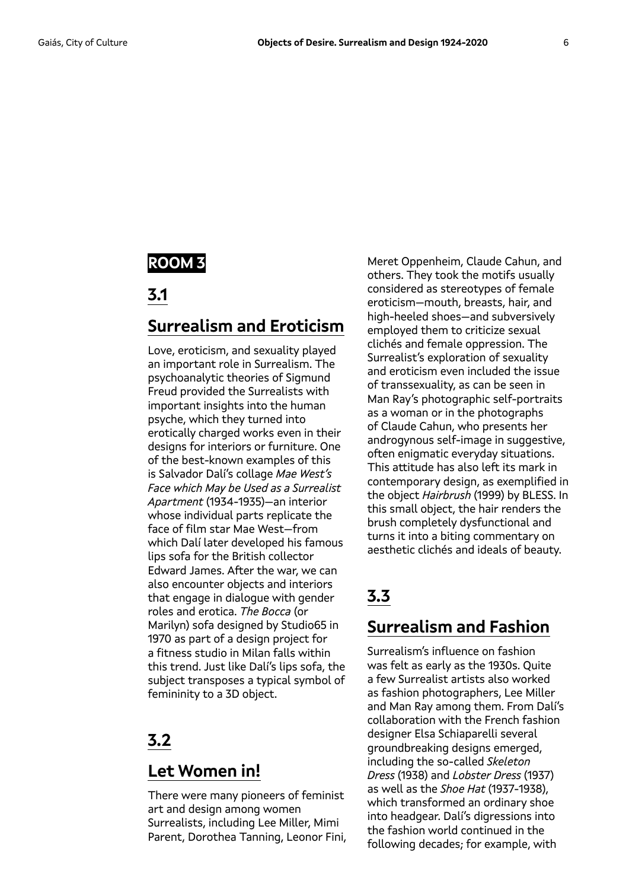# ROOM 3

## 3.1

## Surrealism and Eroticism

Love, eroticism, and sexuality played an important role in Surrealism. The psychoanalytic theories of Sigmund Freud provided the Surrealists with important insights into the human psyche, which they turned into erotically charged works even in their designs for interiors or furniture. One of the best-known examples of this is Salvador Dalí's collage *Mae West's Face which May be Used as a Surrealist Apartment* (1934-1935)—an interior whose individual parts replicate the face of film star Mae West—from which Dalí later developed his famous lips sofa for the British collector Edward James. After the war, we can also encounter objects and interiors that engage in dialogue with gender roles and erotica. *The Bocca* (or Marilyn) sofa designed by Studio65 in 1970 as part of a design project for a fitness studio in Milan falls within this trend. Just like Dalí's lips sofa, the subject transposes a typical symbol of femininity to a 3D object.

## 3.2

## Let Women in!

There were many pioneers of feminist art and design among women Surrealists, including Lee Miller, Mimi Parent, Dorothea Tanning, Leonor Fini, Meret Oppenheim, Claude Cahun, and others. They took the motifs usually considered as stereotypes of female eroticism—mouth, breasts, hair, and high-heeled shoes—and subversively employed them to criticize sexual clichés and female oppression. The Surrealist's exploration of sexuality and eroticism even included the issue of transsexuality, as can be seen in Man Ray's photographic self-portraits as a woman or in the photographs of Claude Cahun, who presents her androgynous self-image in suggestive, often enigmatic everyday situations. This attitude has also left its mark in contemporary design, as exemplified in the object *Hairbrush* (1999) by BLESS. In this small object, the hair renders the brush completely dysfunctional and turns it into a biting commentary on aesthetic clichés and ideals of beauty.

## 3.3

## Surrealism and Fashion

Surrealism's influence on fashion was felt as early as the 1930s. Quite a few Surrealist artists also worked as fashion photographers, Lee Miller and Man Ray among them. From Dalí's collaboration with the French fashion designer Elsa Schiaparelli several groundbreaking designs emerged, including the so-called *Skeleton Dress* (1938) and *Lobster Dress* (1937) as well as the *Shoe Hat* (1937-1938), which transformed an ordinary shoe into headgear. Dalí's digressions into the fashion world continued in the following decades; for example, with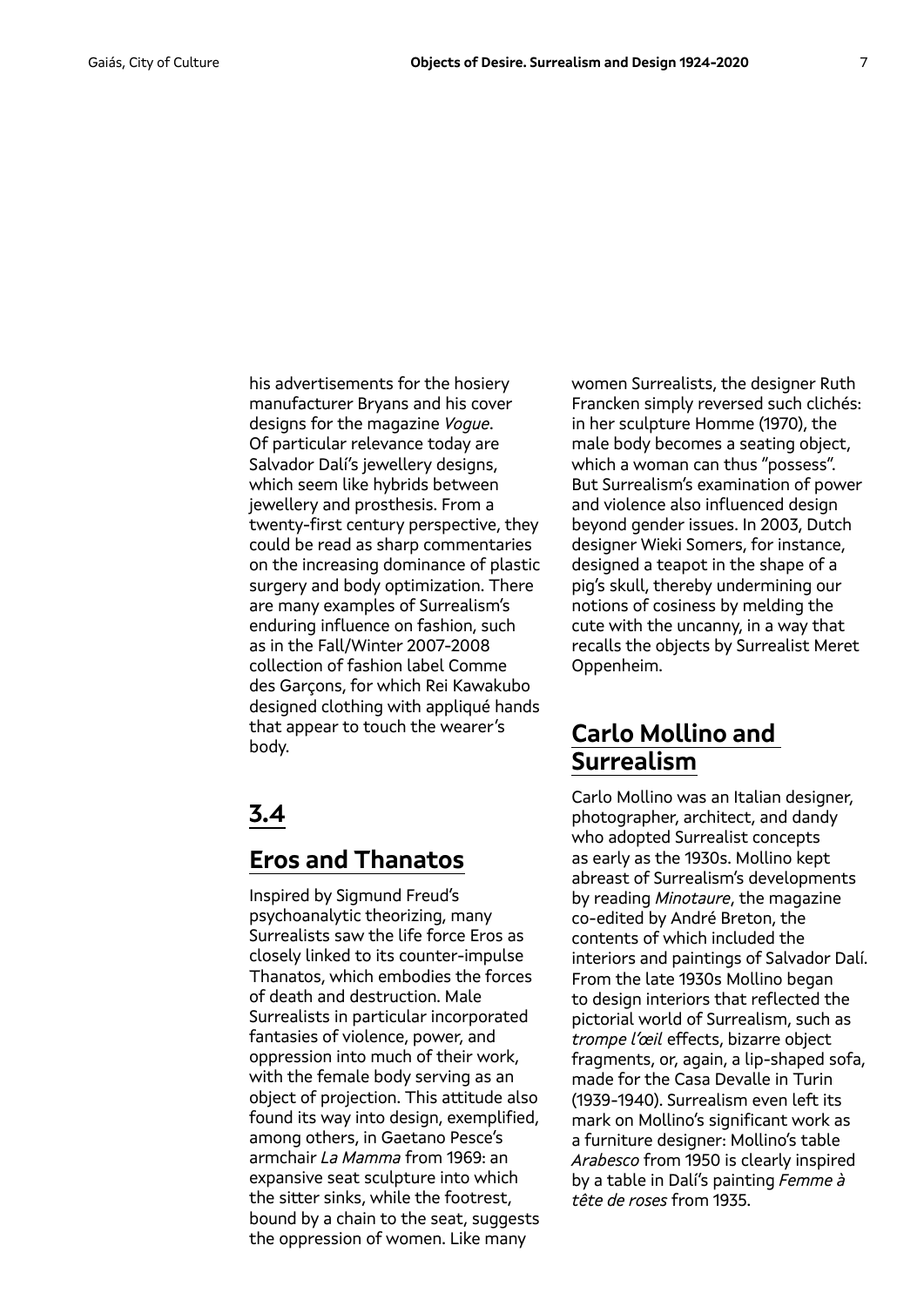his advertisements for the hosiery manufacturer Bryans and his cover designs for the magazine *Vogue*. Of particular relevance today are Salvador Dalí's jewellery designs, which seem like hybrids between jewellery and prosthesis. From a twenty-first century perspective, they could be read as sharp commentaries on the increasing dominance of plastic surgery and body optimization. There are many examples of Surrealism's enduring influence on fashion, such as in the Fall/Winter 2007-2008 collection of fashion label Comme des Garçons, for which Rei Kawakubo designed clothing with appliqué hands that appear to touch the wearer's body.

## 3.4

## Eros and Thanatos

Inspired by Sigmund Freud's psychoanalytic theorizing, many Surrealists saw the life force Eros as closely linked to its counter-impulse Thanatos, which embodies the forces of death and destruction. Male Surrealists in particular incorporated fantasies of violence, power, and oppression into much of their work, with the female body serving as an object of projection. This attitude also found its way into design, exemplified, among others, in Gaetano Pesce's armchair *La Mamma* from 1969: an expansive seat sculpture into which the sitter sinks, while the footrest, bound by a chain to the seat, suggests the oppression of women. Like many women Surrealists, the designer Ruth Francken simply reversed such clichés: in her sculpture Homme (1970), the male body becomes a seating object, which a woman can thus "possess". But Surrealism's examination of power and violence also influenced design beyond gender issues. In 2003, Dutch designer Wieki Somers, for instance, designed a teapot in the shape of a pig's skull, thereby undermining our notions of cosiness by melding the cute with the uncanny, in a way that recalls the objects by Surrealist Meret Oppenheim.

## Carlo Mollino and Surrealism

Carlo Mollino was an Italian designer, photographer, architect, and dandy who adopted Surrealist concepts as early as the 1930s. Mollino kept abreast of Surrealism's developments by reading *Minotaure*, the magazine co-edited by André Breton, the contents of which included the interiors and paintings of Salvador Dalí. From the late 1930s Mollino began to design interiors that reflected the pictorial world of Surrealism, such as *trompe l'œil* effects, bizarre object fragments, or, again, a lip-shaped sofa, made for the Casa Devalle in Turin (1939-1940). Surrealism even left its mark on Mollino's significant work as a furniture designer: Mollino's table *Arabesco* from 1950 is clearly inspired by a table in Dalí's painting *Femme à tête de roses* from 1935.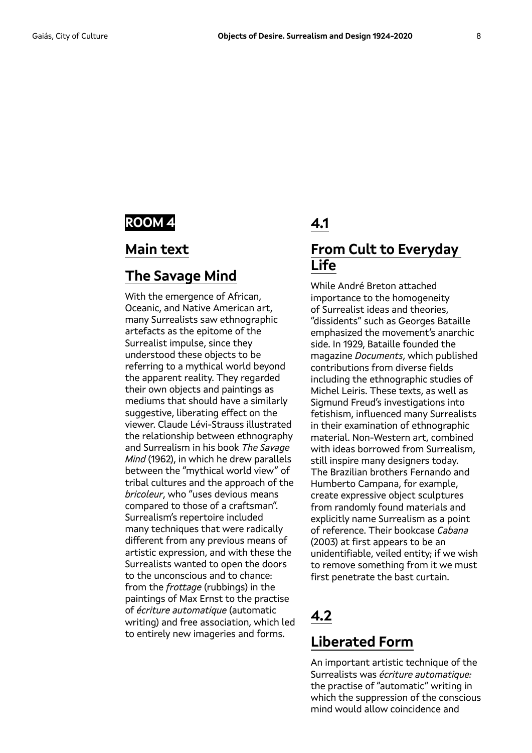## ROOM 4

### Main text

### The Savage Mind

With the emergence of African, Oceanic, and Native American art, many Surrealists saw ethnographic artefacts as the epitome of the Surrealist impulse, since they understood these objects to be referring to a mythical world beyond the apparent reality. They regarded their own objects and paintings as mediums that should have a similarly suggestive, liberating effect on the viewer. Claude Lévi-Strauss illustrated the relationship between ethnography and Surrealism in his book *The Savage Mind* (1962), in which he drew parallels between the "mythical world view" of tribal cultures and the approach of the *bricoleur*, who "uses devious means compared to those of a craftsman". Surrealism's repertoire included many techniques that were radically different from any previous means of artistic expression, and with these the Surrealists wanted to open the doors to the unconscious and to chance: from the *frottage* (rubbings) in the paintings of Max Ernst to the practise of *écriture automatique* (automatic writing) and free association, which led to entirely new imageries and forms.

## 4.1

### From Cult to Everyday Life

While André Breton attached importance to the homogeneity of Surrealist ideas and theories, "dissidents" such as Georges Bataille emphasized the movement's anarchic side. In 1929, Bataille founded the magazine *Documents*, which published contributions from diverse fields including the ethnographic studies of Michel Leiris. These texts, as well as Sigmund Freud's investigations into fetishism, influenced many Surrealists in their examination of ethnographic material. Non-Western art, combined with ideas borrowed from Surrealism, still inspire many designers today. The Brazilian brothers Fernando and Humberto Campana, for example, create expressive object sculptures from randomly found materials and explicitly name Surrealism as a point of reference. Their bookcase *Cabana* (2003) at first appears to be an unidentifiable, veiled entity; if we wish to remove something from it we must first penetrate the bast curtain.

## 4.2

### Liberated Form

An important artistic technique of the Surrealists was *écriture automatique:* the practise of "automatic" writing in which the suppression of the conscious mind would allow coincidence and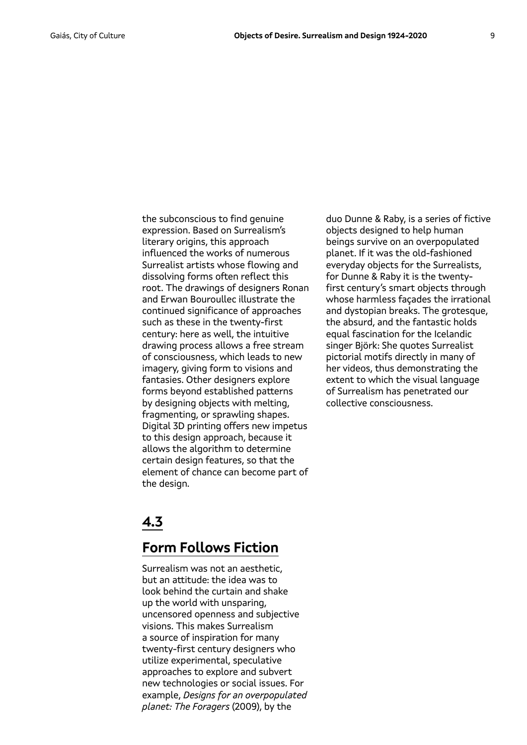the subconscious to find genuine expression. Based on Surrealism's literary origins, this approach influenced the works of numerous Surrealist artists whose flowing and dissolving forms often reflect this root. The drawings of designers Ronan and Erwan Bouroullec illustrate the continued significance of approaches such as these in the twenty-first century: here as well, the intuitive drawing process allows a free stream of consciousness, which leads to new imagery, giving form to visions and fantasies. Other designers explore forms beyond established patterns by designing objects with melting, fragmenting, or sprawling shapes. Digital 3D printing offers new impetus to this design approach, because it allows the algorithm to determine certain design features, so that the element of chance can become part of the design.

## 4.3

## Form Follows Fiction

Surrealism was not an aesthetic, but an attitude: the idea was to look behind the curtain and shake up the world with unsparing, uncensored openness and subjective visions. This makes Surrealism a source of inspiration for many twenty-first century designers who utilize experimental, speculative approaches to explore and subvert new technologies or social issues. For example, *Designs for an overpopulated planet: The Foragers* (2009), by the duo Dunne & Raby, is a series of fictive objects designed to help human beings survive on an overpopulated planet. If it was the old-fashioned everyday objects for the Surrealists, for Dunne & Raby it is the twenty-first century's smart objects through whose harmless façades the irrational and dystopian breaks. The grotesque, the absurd, and the fantastic holds equal fascination for the Icelandic singer Björk: She quotes Surrealist pictorial motifs directly in many of her videos, thus demonstrating the extent to which the visual language of Surrealism has penetrated our collective consciousness.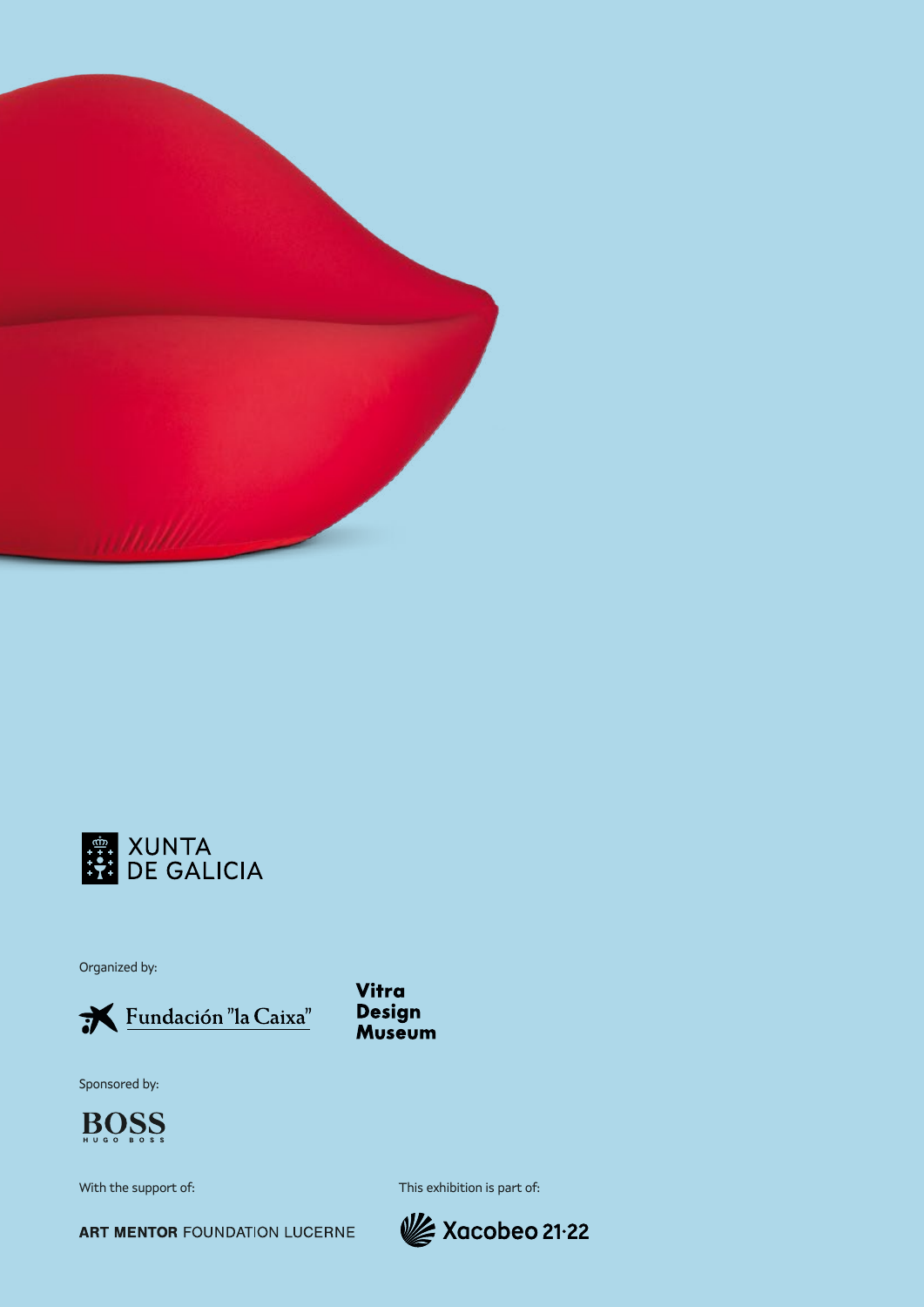XUNTA
DE GALICIA

Organized by:

Fundación "la Caixa"

Vitra
Design
Museum

Sponsored by:

BOSS
HUGO BOSS

With the support of:

**ART MENTOR** FOUNDATION LUCERNE

This exhibition is part of:

Xacobeo 21·22